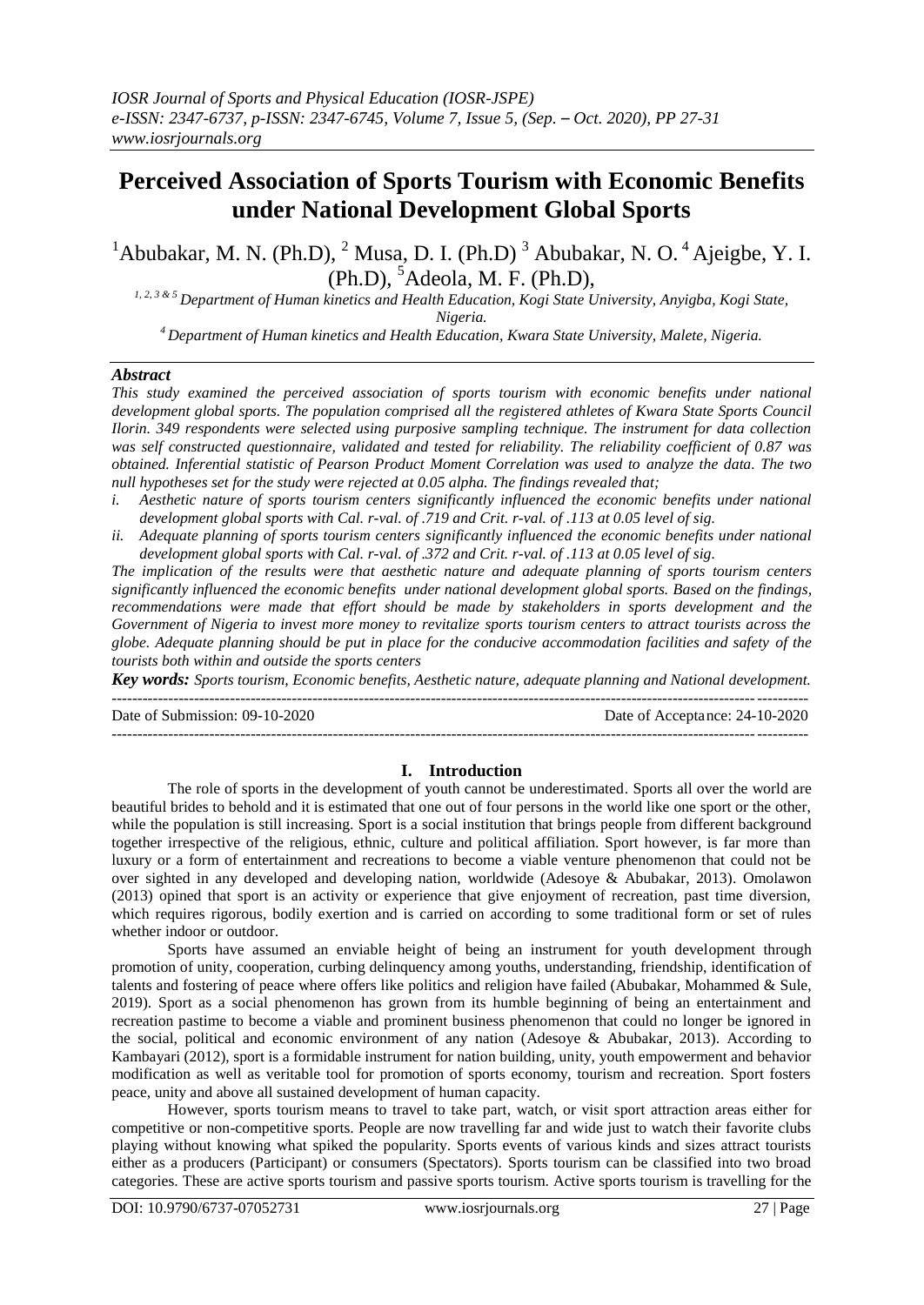# Perceived Association of Sports Tourism with Economic Benefits under National Development Global Sports

[1]Abubakar, M. N. (Ph.D), [2] Musa, D. I. (Ph.D) [3] Abubakar, N. O. [4] Ajeigbe, Y. I. (Ph.D), [5]Adeola, M. F. (Ph.D),

*[1, 2, 3 & 5] Department of Human kinetics and Health Education, Kogi State University, Anyigba, Kogi State, Nigeria.*

*[4] Department of Human kinetics and Health Education, Kwara State University, Malete, Nigeria.*

## *Abstract*

*This study examined the perceived association of sports tourism with economic benefits under national development global sports. The population comprised all the registered athletes of Kwara State Sports Council Ilorin. 349 respondents were selected using purposive sampling technique. The instrument for data collection was self constructed questionnaire, validated and tested for reliability. The reliability coefficient of 0.87 was obtained. Inferential statistic of Pearson Product Moment Correlation was used to analyze the data. The two null hypotheses set for the study were rejected at 0.05 alpha. The findings revealed that;*

*i. Aesthetic nature of sports tourism centers significantly influenced the economic benefits under national development global sports with Cal. r-val. of .719 and Crit. r-val. of .113 at 0.05 level of sig.*

*ii. Adequate planning of sports tourism centers significantly influenced the economic benefits under national development global sports with Cal. r-val. of .372 and Crit. r-val. of .113 at 0.05 level of sig.*

*The implication of the results were that aesthetic nature and adequate planning of sports tourism centers significantly influenced the economic benefits under national development global sports. Based on the findings, recommendations were made that effort should be made by stakeholders in sports development and the Government of Nigeria to invest more money to revitalize sports tourism centers to attract tourists across the globe. Adequate planning should be put in place for the conducive accommodation facilities and safety of the tourists both within and outside the sports centers*

***Key words:*** *Sports tourism, Economic benefits, Aesthetic nature, adequate planning and National development.*

---

Date of Submission: 09-10-2020 Date of Acceptance: 24-10-2020

---

## I. Introduction

The role of sports in the development of youth cannot be underestimated. Sports all over the world are beautiful brides to behold and it is estimated that one out of four persons in the world like one sport or the other, while the population is still increasing. Sport is a social institution that brings people from different background together irrespective of the religious, ethnic, culture and political affiliation. Sport however, is far more than luxury or a form of entertainment and recreations to become a viable venture phenomenon that could not be over sighted in any developed and developing nation, worldwide (Adesoye & Abubakar, 2013). Omolawon (2013) opined that sport is an activity or experience that give enjoyment of recreation, past time diversion, which requires rigorous, bodily exertion and is carried on according to some traditional form or set of rules whether indoor or outdoor.

Sports have assumed an enviable height of being an instrument for youth development through promotion of unity, cooperation, curbing delinquency among youths, understanding, friendship, identification of talents and fostering of peace where offers like politics and religion have failed (Abubakar, Mohammed & Sule, 2019). Sport as a social phenomenon has grown from its humble beginning of being an entertainment and recreation pastime to become a viable and prominent business phenomenon that could no longer be ignored in the social, political and economic environment of any nation (Adesoye & Abubakar, 2013). According to Kambayari (2012), sport is a formidable instrument for nation building, unity, youth empowerment and behavior modification as well as veritable tool for promotion of sports economy, tourism and recreation. Sport fosters peace, unity and above all sustained development of human capacity.

However, sports tourism means to travel to take part, watch, or visit sport attraction areas either for competitive or non-competitive sports. People are now travelling far and wide just to watch their favorite clubs playing without knowing what spiked the popularity. Sports events of various kinds and sizes attract tourists either as a producers (Participant) or consumers (Spectators). Sports tourism can be classified into two broad categories. These are active sports tourism and passive sports tourism. Active sports tourism is travelling for the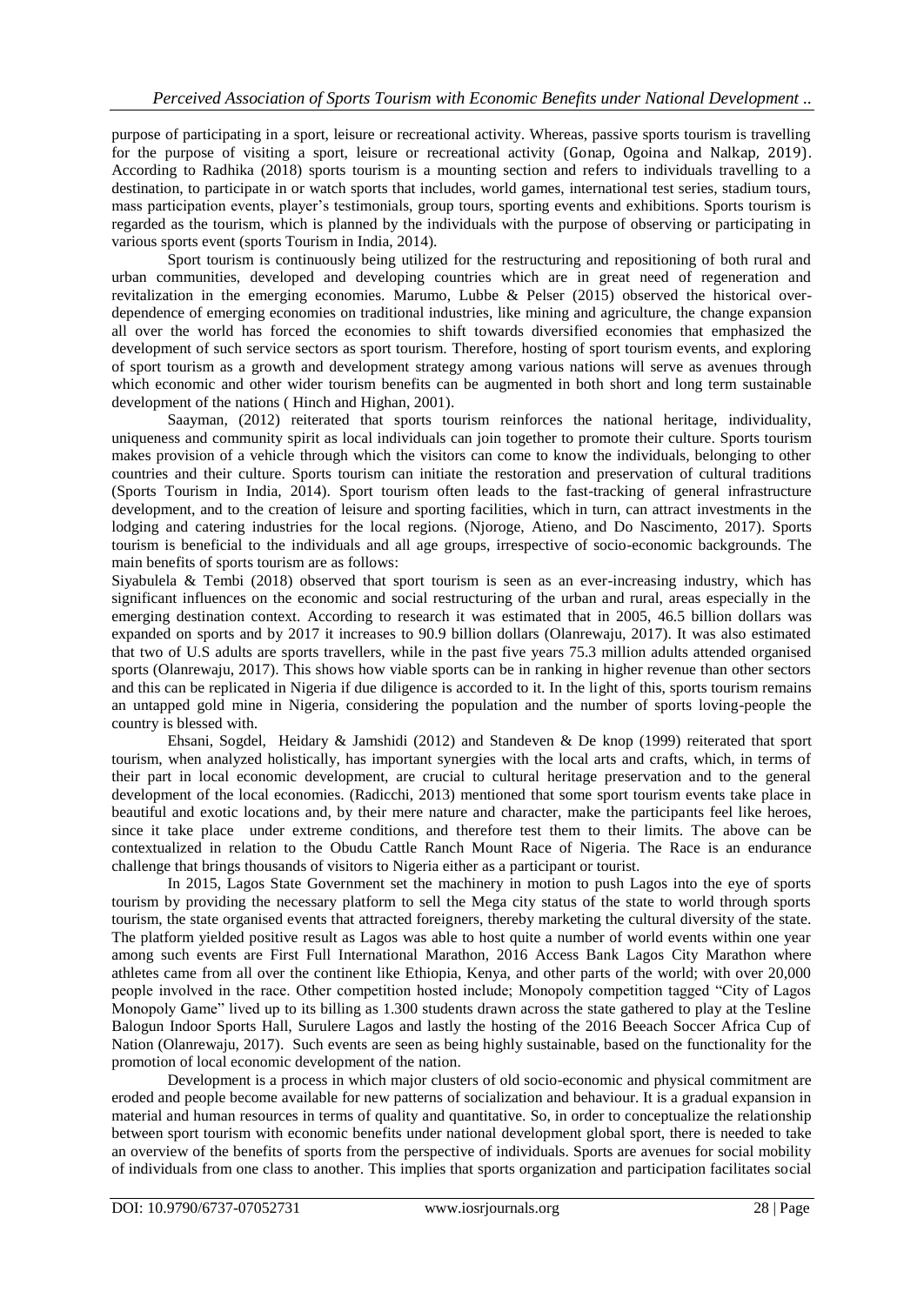purpose of participating in a sport, leisure or recreational activity. Whereas, passive sports tourism is travelling for the purpose of visiting a sport, leisure or recreational activity (Gonap, Ogoina and Nalkap, 2019). According to Radhika (2018) sports tourism is a mounting section and refers to individuals travelling to a destination, to participate in or watch sports that includes, world games, international test series, stadium tours, mass participation events, player's testimonials, group tours, sporting events and exhibitions. Sports tourism is regarded as the tourism, which is planned by the individuals with the purpose of observing or participating in various sports event (sports Tourism in India, 2014).

Sport tourism is continuously being utilized for the restructuring and repositioning of both rural and urban communities, developed and developing countries which are in great need of regeneration and revitalization in the emerging economies. Marumo, Lubbe & Pelser (2015) observed the historical over-dependence of emerging economies on traditional industries, like mining and agriculture, the change expansion all over the world has forced the economies to shift towards diversified economies that emphasized the development of such service sectors as sport tourism. Therefore, hosting of sport tourism events, and exploring of sport tourism as a growth and development strategy among various nations will serve as avenues through which economic and other wider tourism benefits can be augmented in both short and long term sustainable development of the nations ( Hinch and Highan, 2001).

Saayman, (2012) reiterated that sports tourism reinforces the national heritage, individuality, uniqueness and community spirit as local individuals can join together to promote their culture. Sports tourism makes provision of a vehicle through which the visitors can come to know the individuals, belonging to other countries and their culture. Sports tourism can initiate the restoration and preservation of cultural traditions (Sports Tourism in India, 2014). Sport tourism often leads to the fast-tracking of general infrastructure development, and to the creation of leisure and sporting facilities, which in turn, can attract investments in the lodging and catering industries for the local regions. (Njoroge, Atieno, and Do Nascimento, 2017). Sports tourism is beneficial to the individuals and all age groups, irrespective of socio-economic backgrounds. The main benefits of sports tourism are as follows:

Siyabulela & Tembi (2018) observed that sport tourism is seen as an ever-increasing industry, which has significant influences on the economic and social restructuring of the urban and rural, areas especially in the emerging destination context. According to research it was estimated that in 2005, 46.5 billion dollars was expanded on sports and by 2017 it increases to 90.9 billion dollars (Olanrewaju, 2017). It was also estimated that two of U.S adults are sports travellers, while in the past five years 75.3 million adults attended organised sports (Olanrewaju, 2017). This shows how viable sports can be in ranking in higher revenue than other sectors and this can be replicated in Nigeria if due diligence is accorded to it. In the light of this, sports tourism remains an untapped gold mine in Nigeria, considering the population and the number of sports loving-people the country is blessed with.

Ehsani, Sogdel, Heidary & Jamshidi (2012) and Standeven & De knop (1999) reiterated that sport tourism, when analyzed holistically, has important synergies with the local arts and crafts, which, in terms of their part in local economic development, are crucial to cultural heritage preservation and to the general development of the local economies. (Radicchi, 2013) mentioned that some sport tourism events take place in beautiful and exotic locations and, by their mere nature and character, make the participants feel like heroes, since it take place under extreme conditions, and therefore test them to their limits. The above can be contextualized in relation to the Obudu Cattle Ranch Mount Race of Nigeria. The Race is an endurance challenge that brings thousands of visitors to Nigeria either as a participant or tourist.

In 2015, Lagos State Government set the machinery in motion to push Lagos into the eye of sports tourism by providing the necessary platform to sell the Mega city status of the state to world through sports tourism, the state organised events that attracted foreigners, thereby marketing the cultural diversity of the state. The platform yielded positive result as Lagos was able to host quite a number of world events within one year among such events are First Full International Marathon, 2016 Access Bank Lagos City Marathon where athletes came from all over the continent like Ethiopia, Kenya, and other parts of the world; with over 20,000 people involved in the race. Other competition hosted include; Monopoly competition tagged "City of Lagos Monopoly Game" lived up to its billing as 1.300 students drawn across the state gathered to play at the Tesline Balogun Indoor Sports Hall, Surulere Lagos and lastly the hosting of the 2016 Beeach Soccer Africa Cup of Nation (Olanrewaju, 2017). Such events are seen as being highly sustainable, based on the functionality for the promotion of local economic development of the nation.

Development is a process in which major clusters of old socio-economic and physical commitment are eroded and people become available for new patterns of socialization and behaviour. It is a gradual expansion in material and human resources in terms of quality and quantitative. So, in order to conceptualize the relationship between sport tourism with economic benefits under national development global sport, there is needed to take an overview of the benefits of sports from the perspective of individuals. Sports are avenues for social mobility of individuals from one class to another. This implies that sports organization and participation facilitates social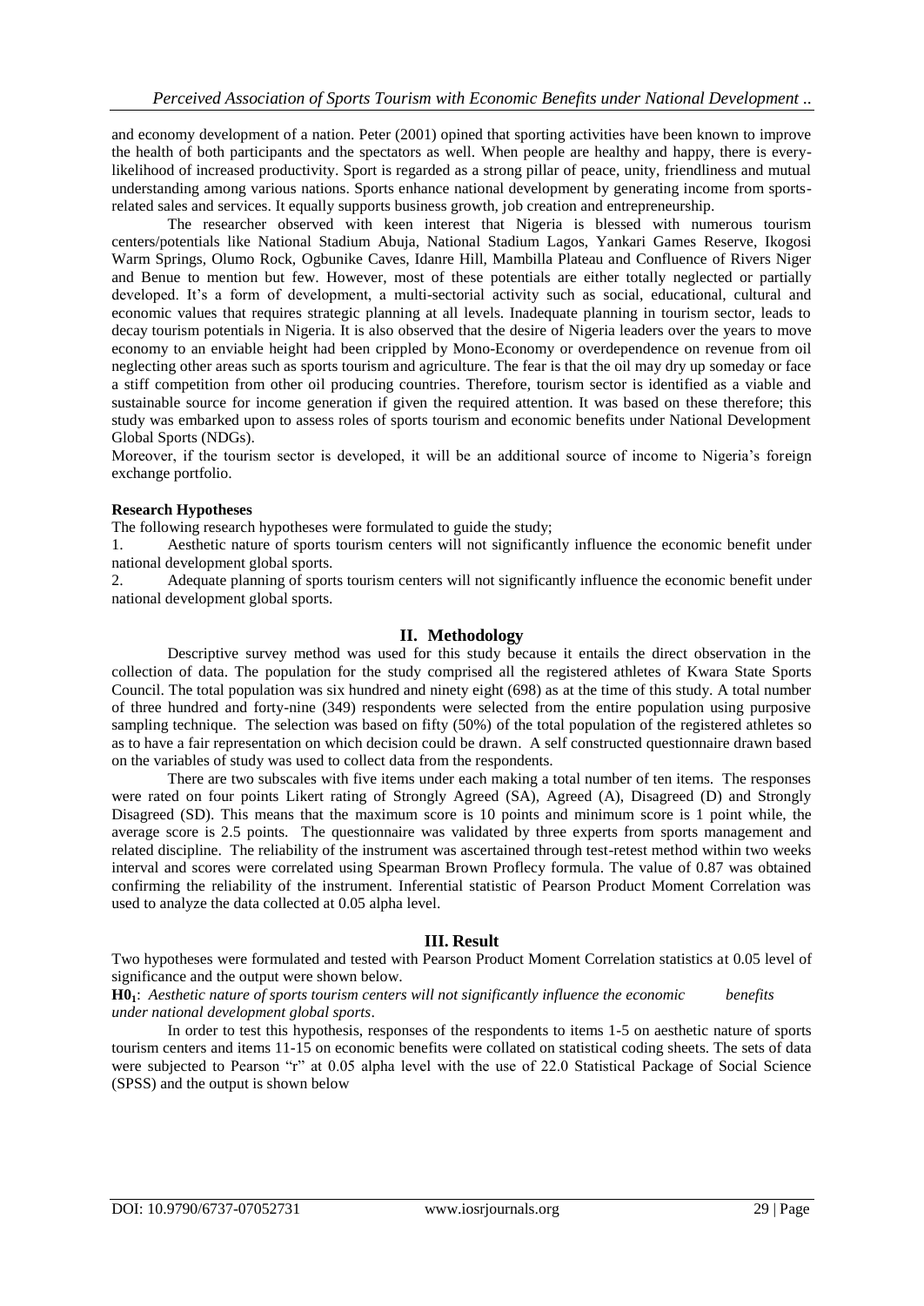and economy development of a nation. Peter (2001) opined that sporting activities have been known to improve the health of both participants and the spectators as well. When people are healthy and happy, there is every-likelihood of increased productivity. Sport is regarded as a strong pillar of peace, unity, friendliness and mutual understanding among various nations. Sports enhance national development by generating income from sports-related sales and services. It equally supports business growth, job creation and entrepreneurship.

The researcher observed with keen interest that Nigeria is blessed with numerous tourism centers/potentials like National Stadium Abuja, National Stadium Lagos, Yankari Games Reserve, Ikogosi Warm Springs, Olumo Rock, Ogbunike Caves, Idanre Hill, Mambilla Plateau and Confluence of Rivers Niger and Benue to mention but few. However, most of these potentials are either totally neglected or partially developed. It's a form of development, a multi-sectorial activity such as social, educational, cultural and economic values that requires strategic planning at all levels. Inadequate planning in tourism sector, leads to decay tourism potentials in Nigeria. It is also observed that the desire of Nigeria leaders over the years to move economy to an enviable height had been crippled by Mono-Economy or overdependence on revenue from oil neglecting other areas such as sports tourism and agriculture. The fear is that the oil may dry up someday or face a stiff competition from other oil producing countries. Therefore, tourism sector is identified as a viable and sustainable source for income generation if given the required attention. It was based on these therefore; this study was embarked upon to assess roles of sports tourism and economic benefits under National Development Global Sports (NDGs).

Moreover, if the tourism sector is developed, it will be an additional source of income to Nigeria's foreign exchange portfolio.

**Research Hypotheses**

The following research hypotheses were formulated to guide the study;

1. Aesthetic nature of sports tourism centers will not significantly influence the economic benefit under national development global sports.
2. Adequate planning of sports tourism centers will not significantly influence the economic benefit under national development global sports.

## II. Methodology

Descriptive survey method was used for this study because it entails the direct observation in the collection of data. The population for the study comprised all the registered athletes of Kwara State Sports Council. The total population was six hundred and ninety eight (698) as at the time of this study. A total number of three hundred and forty-nine (349) respondents were selected from the entire population using purposive sampling technique. The selection was based on fifty (50%) of the total population of the registered athletes so as to have a fair representation on which decision could be drawn. A self constructed questionnaire drawn based on the variables of study was used to collect data from the respondents.

There are two subscales with five items under each making a total number of ten items. The responses were rated on four points Likert rating of Strongly Agreed (SA), Agreed (A), Disagreed (D) and Strongly Disagreed (SD). This means that the maximum score is 10 points and minimum score is 1 point while, the average score is 2.5 points. The questionnaire was validated by three experts from sports management and related discipline. The reliability of the instrument was ascertained through test-retest method within two weeks interval and scores were correlated using Spearman Brown Proflecy formula. The value of 0.87 was obtained confirming the reliability of the instrument. Inferential statistic of Pearson Product Moment Correlation was used to analyze the data collected at 0.05 alpha level.

## III. Result

Two hypotheses were formulated and tested with Pearson Product Moment Correlation statistics at 0.05 level of significance and the output were shown below.

**$H0_1$**: *Aesthetic nature of sports tourism centers will not significantly influence the economic benefits under national development global sports*.

In order to test this hypothesis, responses of the respondents to items 1-5 on aesthetic nature of sports tourism centers and items 11-15 on economic benefits were collated on statistical coding sheets. The sets of data were subjected to Pearson "r" at 0.05 alpha level with the use of 22.0 Statistical Package of Social Science (SPSS) and the output is shown below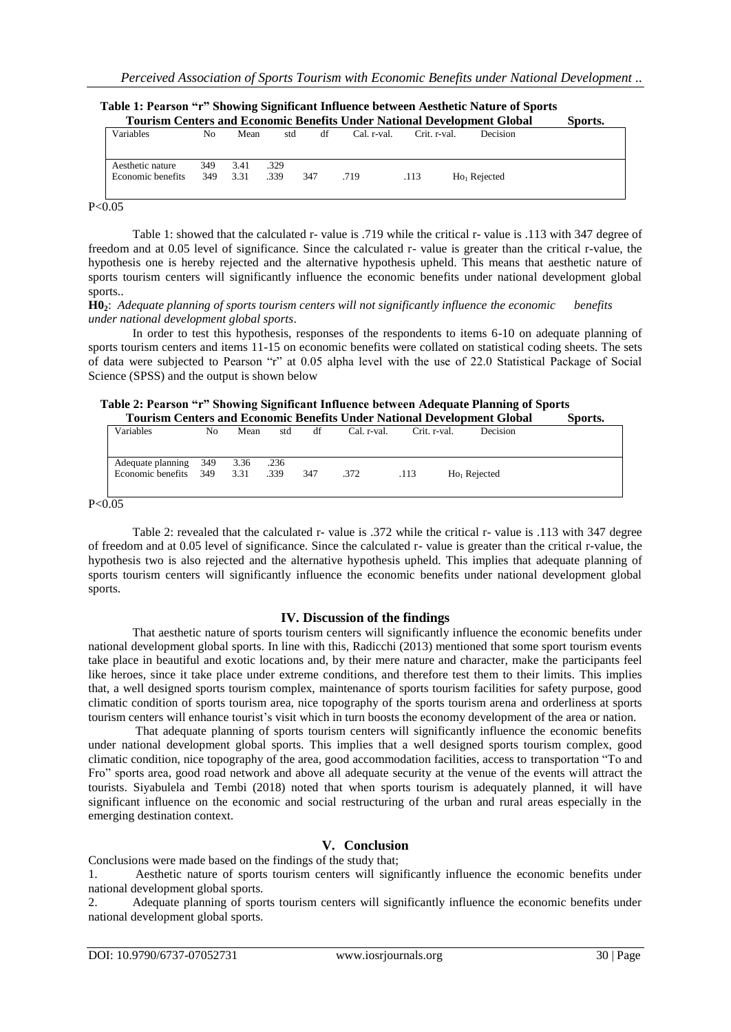**Table 1: Pearson "r" Showing Significant Influence between Aesthetic Nature of Sports Tourism Centers and Economic Benefits Under National Development Global Sports.**

| Variables | No | Mean | std | df | Cal. r-val. | Crit. r-val. | Decision |
|---|---|---|---|---|---|---|---|
| Aesthetic nature | 349 | 3.41 | .329 | | | | |
| Economic benefits | 349 | 3.31 | .339 | 347 | .719 | .113 | $Ho_1$ Rejected |

$P<0.05$

Table 1: showed that the calculated r- value is .719 while the critical r- value is .113 with 347 degree of freedom and at 0.05 level of significance. Since the calculated r- value is greater than the critical r-value, the hypothesis one is hereby rejected and the alternative hypothesis upheld. This means that aesthetic nature of sports tourism centers will significantly influence the economic benefits under national development global sports..

**$H0_2$**: *Adequate planning of sports tourism centers will not significantly influence the economic benefits under national development global sports*.

In order to test this hypothesis, responses of the respondents to items 6-10 on adequate planning of sports tourism centers and items 11-15 on economic benefits were collated on statistical coding sheets. The sets of data were subjected to Pearson "r" at 0.05 alpha level with the use of 22.0 Statistical Package of Social Science (SPSS) and the output is shown below

**Table 2: Pearson "r" Showing Significant Influence between Adequate Planning of Sports Tourism Centers and Economic Benefits Under National Development Global Sports.**

| Variables | No | Mean | std | df | Cal. r-val. | Crit. r-val. | Decision |
|---|---|---|---|---|---|---|---|
| Adequate planning | 349 | 3.36 | .236 | | | | |
| Economic benefits | 349 | 3.31 | .339 | 347 | .372 | .113 | $Ho_1$ Rejected |

$P<0.05$

Table 2: revealed that the calculated r- value is .372 while the critical r- value is .113 with 347 degree of freedom and at 0.05 level of significance. Since the calculated r- value is greater than the critical r-value, the hypothesis two is also rejected and the alternative hypothesis upheld. This implies that adequate planning of sports tourism centers will significantly influence the economic benefits under national development global sports.

## IV. Discussion of the findings

That aesthetic nature of sports tourism centers will significantly influence the economic benefits under national development global sports. In line with this, Radicchi (2013) mentioned that some sport tourism events take place in beautiful and exotic locations and, by their mere nature and character, make the participants feel like heroes, since it take place under extreme conditions, and therefore test them to their limits. This implies that, a well designed sports tourism complex, maintenance of sports tourism facilities for safety purpose, good climatic condition of sports tourism area, nice topography of the sports tourism arena and orderliness at sports tourism centers will enhance tourist's visit which in turn boosts the economy development of the area or nation.

That adequate planning of sports tourism centers will significantly influence the economic benefits under national development global sports. This implies that a well designed sports tourism complex, good climatic condition, nice topography of the area, good accommodation facilities, access to transportation "To and Fro" sports area, good road network and above all adequate security at the venue of the events will attract the tourists. Siyabulela and Tembi (2018) noted that when sports tourism is adequately planned, it will have significant influence on the economic and social restructuring of the urban and rural areas especially in the emerging destination context.

## V. Conclusion

Conclusions were made based on the findings of the study that;

1. Aesthetic nature of sports tourism centers will significantly influence the economic benefits under national development global sports.
2. Adequate planning of sports tourism centers will significantly influence the economic benefits under national development global sports.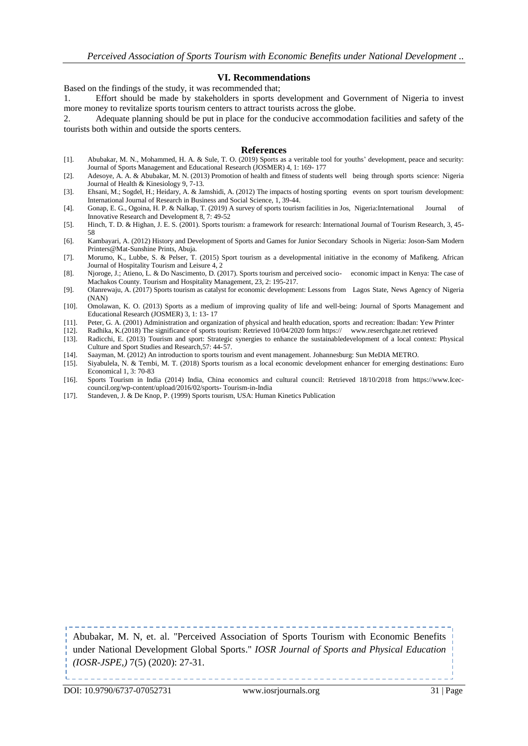## VI. Recommendations

Based on the findings of the study, it was recommended that;

1. Effort should be made by stakeholders in sports development and Government of Nigeria to invest more money to revitalize sports tourism centers to attract tourists across the globe.
2. Adequate planning should be put in place for the conducive accommodation facilities and safety of the tourists both within and outside the sports centers.

## References

[1]. Abubakar, M. N., Mohammed, H. A. & Sule, T. O. (2019) Sports as a veritable tool for youths' development, peace and security: Journal of Sports Management and Educational Research (JOSMER) 4, 1: 169- 177

[2]. Adesoye, A. A. & Abubakar, M. N. (2013) Promotion of health and fitness of students well being through sports science: Nigeria Journal of Health & Kinesiology 9, 7-13.

[3]. Ehsani, M.; Sogdel, H.; Heidary, A. & Jamshidi, A. (2012) The impacts of hosting sporting events on sport tourism development: International Journal of Research in Business and Social Science, 1, 39-44.

[4]. Gonap, E. G., Ogoina, H. P. & Nalkap, T. (2019) A survey of sports tourism facilities in Jos, Nigeria:International Journal of Innovative Research and Development 8, 7: 49-52

[5]. Hinch, T. D. & Highan, J. E. S. (2001). Sports tourism: a framework for research: International Journal of Tourism Research, 3, 45-58

[6]. Kambayari, A. (2012) History and Development of Sports and Games for Junior Secondary Schools in Nigeria: Joson-Sam Modern Printers@Mat-Sunshine Prints, Abuja.

[7]. Morumo, K., Lubbe, S. & Pelser, T. (2015) Sport tourism as a developmental initiative in the economy of Mafikeng. African Journal of Hospitality Tourism and Leisure 4, 2

[8]. Njoroge, J.; Atieno, L. & Do Nascimento, D. (2017). Sports tourism and perceived socio- economic impact in Kenya: The case of Machakos County. Tourism and Hospitality Management, 23, 2: 195-217.

[9]. Olanrewaju, A. (2017) Sports tourism as catalyst for economic development: Lessons from Lagos State, News Agency of Nigeria (NAN)

[10]. Omolawan, K. O. (2013) Sports as a medium of improving quality of life and well-being: Journal of Sports Management and Educational Research (JOSMER) 3, 1: 13- 17

[11]. Peter, G. A. (2001) Administration and organization of physical and health education, sports and recreation: Ibadan: Yew Printer

[12]. Radhika, K.(2018) The significance of sports tourism: Retrieved 10/04/2020 form https:// www.reserchgate.net retrieved

[13]. Radicchi, E. (2013) Tourism and sport: Strategic synergies to enhance the sustainabledevelopment of a local context: Physical Culture and Sport Studies and Research,57: 44-57.

[14]. Saayman, M. (2012) An introduction to sports tourism and event management. Johannesburg: Sun MeDIA METRO.

[15]. Siyabulela, N. & Tembi, M. T. (2018) Sports tourism as a local economic development enhancer for emerging destinations: Euro Economical 1, 3: 70-83

[16]. Sports Tourism in India (2014) India, China economics and cultural council: Retrieved 18/10/2018 from https://www.Icec-council.org/wp-content/upload/2016/02/sports- Tourism-in-India

[17]. Standeven, J. & De Knop, P. (1999) Sports tourism, USA: Human Kinetics Publication

Abubakar, M. N, et. al. "Perceived Association of Sports Tourism with Economic Benefits under National Development Global Sports." *IOSR Journal of Sports and Physical Education (IOSR-JSPE,)* 7(5) (2020): 27-31.